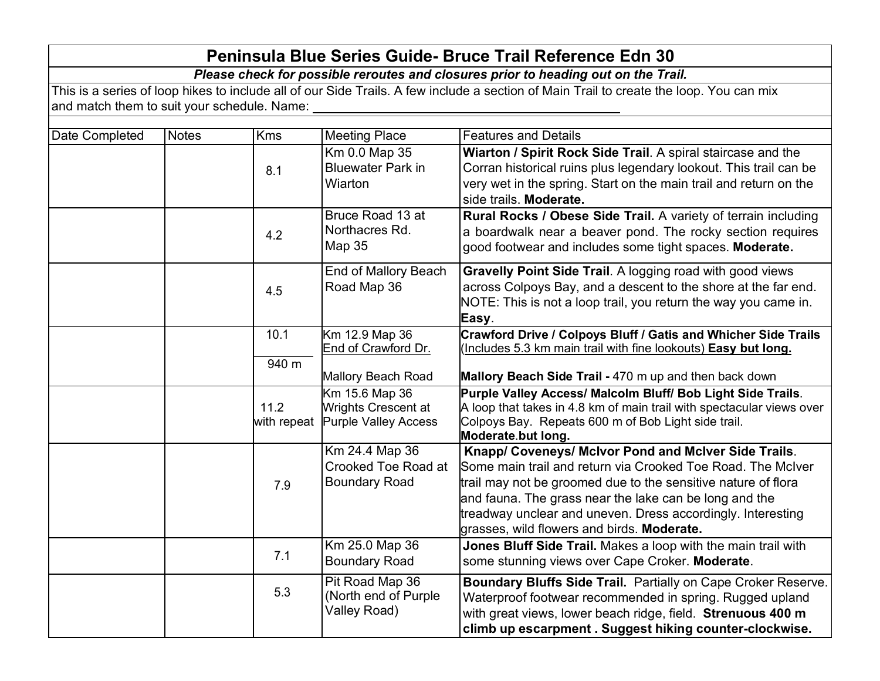# Peninsula Blue Series Guide- Bruce Trail Reference Edn 30

***Please check for possible reroutes and closures prior to heading out on the Trail.***

This is a series of loop hikes to include all of our Side Trails. A few include a section of Main Trail to create the loop. You can mix and match them to suit your schedule. Name: ______________________________

| Date Completed | Notes | Kms | Meeting Place | Features and Details |
|---|---|---|---|---|
| | | 8.1 | Km 0.0 Map 35 Bluewater Park in Wiarton | **Wiarton / Spirit Rock Side Trail**. A spiral staircase and the Corran historical ruins plus legendary lookout. This trail can be very wet in the spring. Start on the main trail and return on the side trails. **Moderate.** |
| | | 4.2 | Bruce Road 13 at Northacres Rd. Map 35 | **Rural Rocks / Obese Side Trail.** A variety of terrain including a boardwalk near a beaver pond. The rocky section requires good footwear and includes some tight spaces. **Moderate.** |
| | | 4.5 | End of Mallory Beach Road Map 36 | **Gravelly Point Side Trail**. A logging road with good views across Colpoys Bay, and a descent to the shore at the far end. NOTE: This is not a loop trail, you return the way you came in. **Easy**. |
| | | 10.1 | Km 12.9 Map 36 End of Crawford Dr. | **Crawford Drive / Colpoys Bluff / Gatis and Whicher Side Trails** (Includes 5.3 km main trail with fine lookouts) **Easy but long.** |
| | | 940 m | Mallory Beach Road | **Mallory Beach Side Trail -** 470 m up and then back down |
| | | 11.2 with repeat | Km 15.6 Map 36 Wrights Crescent at Purple Valley Access | **Purple Valley Access/ Malcolm Bluff/ Bob Light Side Trails**. A loop that takes in 4.8 km of main trail with spectacular views over Colpoys Bay. Repeats 600 m of Bob Light side trail. **Moderate.but long.** |
| | | 7.9 | Km 24.4 Map 36 Crooked Toe Road at Boundary Road | **Knapp/ Coveneys/ McIvor Pond and McIver Side Trails**. Some main trail and return via Crooked Toe Road. The McIver trail may not be groomed due to the sensitive nature of flora and fauna. The grass near the lake can be long and the treadway unclear and uneven. Dress accordingly. Interesting grasses, wild flowers and birds. **Moderate.** |
| | | 7.1 | Km 25.0 Map 36 Boundary Road | **Jones Bluff Side Trail.** Makes a loop with the main trail with some stunning views over Cape Croker. **Moderate**. |
| | | 5.3 | Pit Road Map 36 (North end of Purple Valley Road) | **Boundary Bluffs Side Trail.** Partially on Cape Croker Reserve. Waterproof footwear recommended in spring. Rugged upland with great views, lower beach ridge, field. **Strenuous 400 m climb up escarpment . Suggest hiking counter-clockwise.** |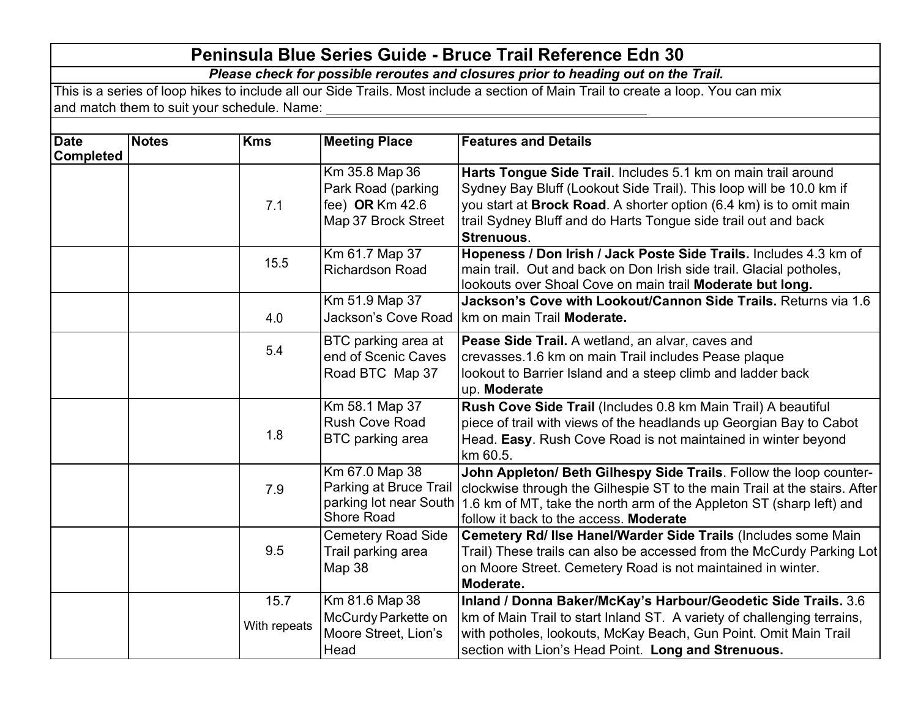# Peninsula Blue Series Guide - Bruce Trail Reference Edn 30

***Please check for possible reroutes and closures prior to heading out on the Trail.***

This is a series of loop hikes to include all our Side Trails. Most include a section of Main Trail to create a loop. You can mix and match them to suit your schedule. Name: ______________________________

| Date Completed | Notes | Kms | Meeting Place | Features and Details |
|---|---|---|---|---|
| | | 7.1 | Km 35.8 Map 36 Park Road (parking fee) **OR** Km 42.6 Map 37 Brock Street | **Harts Tongue Side Trail**. Includes 5.1 km on main trail around Sydney Bay Bluff (Lookout Side Trail). This loop will be 10.0 km if you start at **Brock Road**. A shorter option (6.4 km) is to omit main trail Sydney Bluff and do Harts Tongue side trail out and back **Strenuous**. |
| | | 15.5 | Km 61.7 Map 37 Richardson Road | **Hopeness / Don Irish / Jack Poste Side Trails.** Includes 4.3 km of main trail. Out and back on Don Irish side trail. Glacial potholes, lookouts over Shoal Cove on main trail **Moderate but long.** |
| | | 4.0 | Km 51.9 Map 37 Jackson's Cove Road | **Jackson's Cove with Lookout/Cannon Side Trails.** Returns via 1.6 km on main Trail **Moderate.** |
| | | 5.4 | BTC parking area at end of Scenic Caves Road BTC Map 37 | **Pease Side Trail.** A wetland, an alvar, caves and crevasses.1.6 km on main Trail includes Pease plaque lookout to Barrier Island and a steep climb and ladder back up. **Moderate** |
| | | 1.8 | Km 58.1 Map 37 Rush Cove Road BTC parking area | **Rush Cove Side Trail** (Includes 0.8 km Main Trail) A beautiful piece of trail with views of the headlands up Georgian Bay to Cabot Head. **Easy**. Rush Cove Road is not maintained in winter beyond km 60.5. |
| | | 7.9 | Km 67.0 Map 38 Parking at Bruce Trail parking lot near South Shore Road | **John Appleton/ Beth Gilhespy Side Trails**. Follow the loop counter-clockwise through the Gilhespie ST to the main Trail at the stairs. After 1.6 km of MT, take the north arm of the Appleton ST (sharp left) and follow it back to the access. **Moderate** |
| | | 9.5 | Cemetery Road Side Trail parking area Map 38 | **Cemetery Rd/ Ilse Hanel/Warder Side Trails** (Includes some Main Trail) These trails can also be accessed from the McCurdy Parking Lot on Moore Street. Cemetery Road is not maintained in winter. **Moderate.** |
| | | 15.7 With repeats | Km 81.6 Map 38 McCurdy Parkette on Moore Street, Lion's Head | **Inland / Donna Baker/McKay's Harbour/Geodetic Side Trails.** 3.6 km of Main Trail to start Inland ST. A variety of challenging terrains, with potholes, lookouts, McKay Beach, Gun Point. Omit Main Trail section with Lion's Head Point. **Long and Strenuous.** |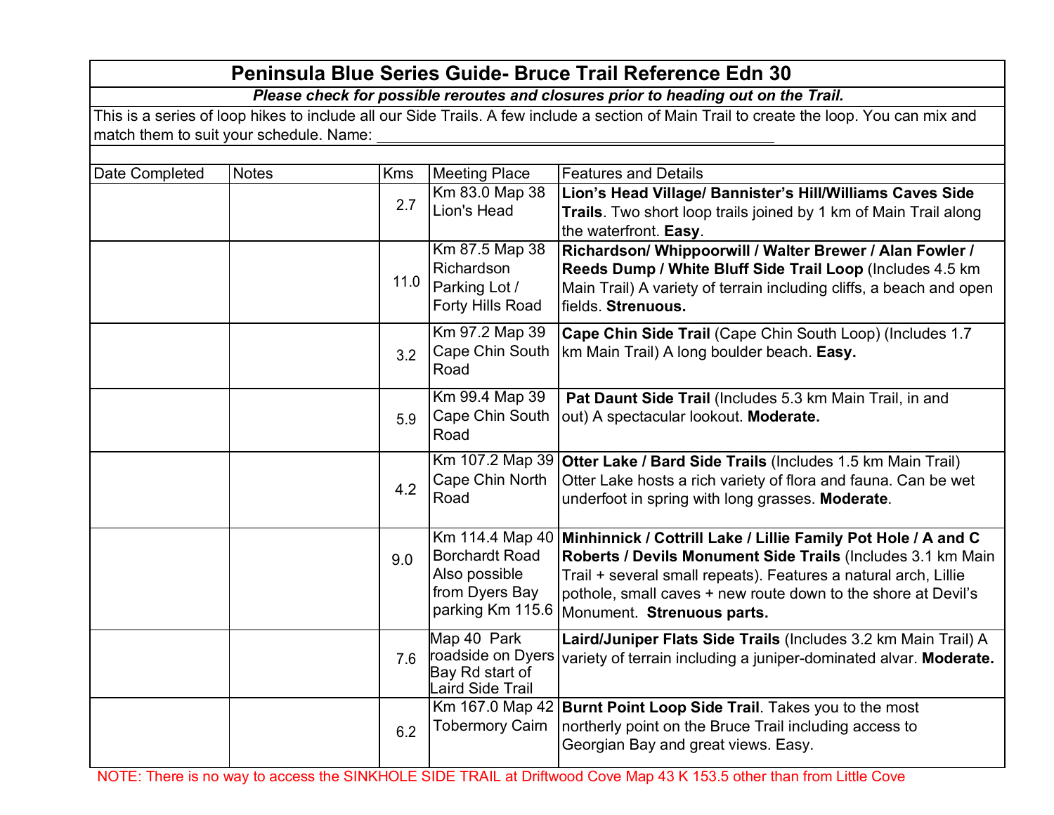# Peninsula Blue Series Guide- Bruce Trail Reference Edn 30

***Please check for possible reroutes and closures prior to heading out on the Trail.***

This is a series of loop hikes to include all our Side Trails. A few include a section of Main Trail to create the loop. You can mix and match them to suit your schedule. Name: \_\_\_\_\_\_\_\_\_\_\_\_\_\_\_\_\_\_\_\_\_\_\_\_\_\_\_\_\_\_\_\_\_\_\_\_\_\_\_\_\_\_\_\_\_\_

| Date Completed | Notes | Kms | Meeting Place | Features and Details |
|---|---|---|---|---|
| | | 2.7 | Km 83.0 Map 38 Lion's Head | **Lion's Head Village/ Bannister's Hill/Williams Caves Side Trails**. Two short loop trails joined by 1 km of Main Trail along the waterfront. **Easy**. |
| | | 11.0 | Km 87.5 Map 38 Richardson Parking Lot / Forty Hills Road | **Richardson/ Whippoorwill / Walter Brewer / Alan Fowler / Reeds Dump / White Bluff Side Trail Loop** (Includes 4.5 km Main Trail) A variety of terrain including cliffs, a beach and open fields. **Strenuous.** |
| | | 3.2 | Km 97.2 Map 39 Cape Chin South Road | **Cape Chin Side Trail** (Cape Chin South Loop) (Includes 1.7 km Main Trail) A long boulder beach. **Easy.** |
| | | 5.9 | Km 99.4 Map 39 Cape Chin South Road | **Pat Daunt Side Trail** (Includes 5.3 km Main Trail, in and out) A spectacular lookout. **Moderate.** |
| | | 4.2 | Km 107.2 Map 39 Cape Chin North Road | **Otter Lake / Bard Side Trails** (Includes 1.5 km Main Trail) Otter Lake hosts a rich variety of flora and fauna. Can be wet underfoot in spring with long grasses. **Moderate**. |
| | | 9.0 | Km 114.4 Map 40 Borchardt Road Also possible from Dyers Bay parking Km 115.6 | **Minhinnick / Cottrill Lake / Lillie Family Pot Hole / A and C Roberts / Devils Monument Side Trails** (Includes 3.1 km Main Trail + several small repeats). Features a natural arch, Lillie pothole, small caves + new route down to the shore at Devil's Monument. **Strenuous parts.** |
| | | 7.6 | Map 40 Park roadside on Dyers Bay Rd start of Laird Side Trail | **Laird/Juniper Flats Side Trails** (Includes 3.2 km Main Trail) A variety of terrain including a juniper-dominated alvar. **Moderate.** |
| | | 6.2 | Km 167.0 Map 42 Tobermory Cairn | **Burnt Point Loop Side Trail**. Takes you to the most northerly point on the Bruce Trail including access to Georgian Bay and great views. Easy. |

NOTE: There is no way to access the SINKHOLE SIDE TRAIL at Driftwood Cove Map 43 K 153.5 other than from Little Cove